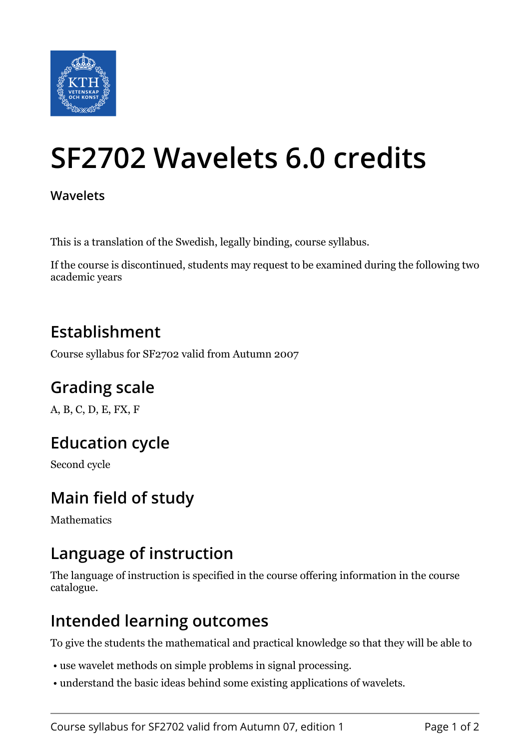# SF2702 Wavelets 6.0 credits

**Wavelets**

This is a translation of the Swedish, legally binding, course syllabus.

If the course is discontinued, students may request to be examined during the following two academic years

## Establishment

Course syllabus for SF2702 valid from Autumn 2007

## Grading scale

A, B, C, D, E, FX, F

## Education cycle

Second cycle

## Main field of study

Mathematics

## Language of instruction

The language of instruction is specified in the course offering information in the course catalogue.

## Intended learning outcomes

To give the students the mathematical and practical knowledge so that they will be able to

- use wavelet methods on simple problems in signal processing.
- understand the basic ideas behind some existing applications of wavelets.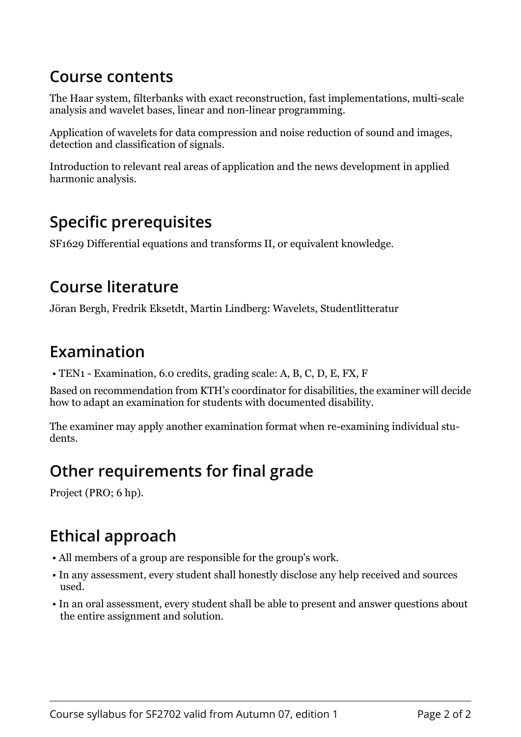## Course contents

The Haar system, filterbanks with exact reconstruction, fast implementations, multi-scale analysis and wavelet bases, linear and non-linear programming.

Application of wavelets for data compression and noise reduction of sound and images, detection and classification of signals.

Introduction to relevant real areas of application and the news development in applied harmonic analysis.

## Specific prerequisites

SF1629 Differential equations and transforms II, or equivalent knowledge.

## Course literature

Jöran Bergh, Fredrik Eksetdt, Martin Lindberg: Wavelets, Studentlitteratur

## Examination

- TEN1 - Examination, 6.0 credits, grading scale: A, B, C, D, E, FX, F

Based on recommendation from KTH's coordinator for disabilities, the examiner will decide how to adapt an examination for students with documented disability.

The examiner may apply another examination format when re-examining individual students.

## Other requirements for final grade

Project (PRO; 6 hp).

## Ethical approach

- All members of a group are responsible for the group's work.
- In any assessment, every student shall honestly disclose any help received and sources used.
- In an oral assessment, every student shall be able to present and answer questions about the entire assignment and solution.